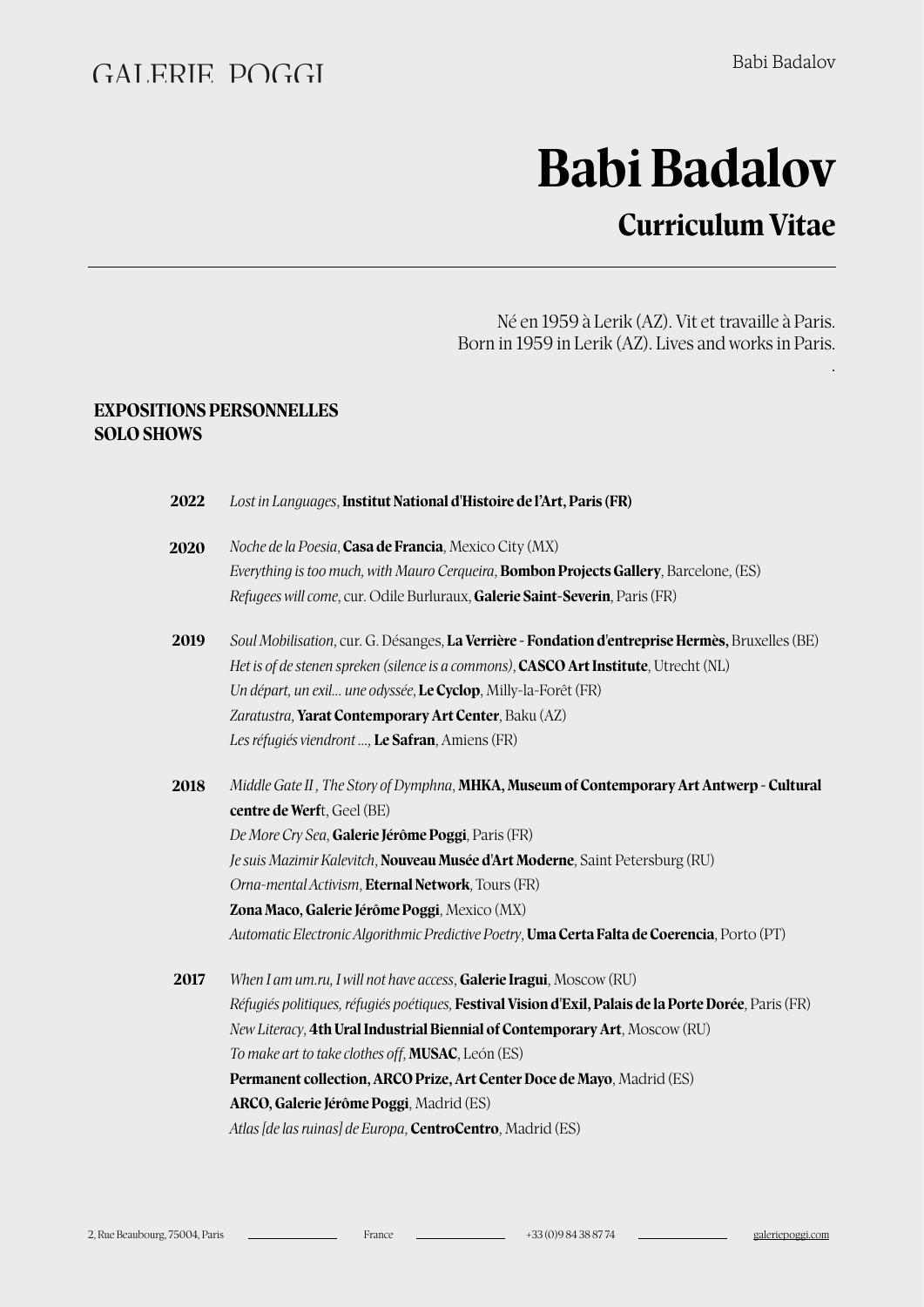# Babi Badalov

## Curriculum Vitae

Né en 1959 à Lerik (AZ). Vit et travaille à Paris.
Born in 1959 in Lerik (AZ). Lives and works in Paris.

### EXPOSITIONS PERSONNELLES
### SOLO SHOWS

**2022** *Lost in Languages*, **Institut National d'Histoire de l'Art, Paris (FR)**

**2020** *Noche de la Poesia*, **Casa de Francia**, Mexico City (MX)
*Everything is too much, with Mauro Cerqueira*, **Bombon Projects Gallery**, Barcelone, (ES)
*Refugees will come*, cur. Odile Burluraux, **Galerie Saint-Severin**, Paris (FR)

**2019** *Soul Mobilisation*, cur. G. Désanges, **La Verrière - Fondation d'entreprise Hermès,** Bruxelles (BE)
*Het is of de stenen spreken (silence is a commons)*, **CASCO Art Institute**, Utrecht (NL)
*Un départ, un exil... une odyssée*, **Le Cyclop**, Milly-la-Forêt (FR)
*Zaratustra*, **Yarat Contemporary Art Center**, Baku (AZ)
*Les réfugiés viendront ...*, **Le Safran**, Amiens (FR)

**2018** *Middle Gate II , The Story of Dymphna*, **MHKA, Museum of Contemporary Art Antwerp - Cultural centre de Werf**t, Geel (BE)
*De More Cry Sea*, **Galerie Jérôme Poggi**, Paris (FR)
*Je suis Mazimir Kalevitch*, **Nouveau Musée d'Art Moderne**, Saint Petersburg (RU)
*Orna-mental Activism*, **Eternal Network**, Tours (FR)
**Zona Maco, Galerie Jérôme Poggi**, Mexico (MX)
*Automatic Electronic Algorithmic Predictive Poetry*, **Uma Certa Falta de Coerencia**, Porto (PT)

**2017** *When I am um.ru, I will not have access*, **Galerie Iragui**, Moscow (RU)
*Réfugiés politiques, réfugiés poétiques*, **Festival Vision d'Exil, Palais de la Porte Dorée**, Paris (FR)
*New Literacy*, **4th Ural Industrial Biennial of Contemporary Art**, Moscow (RU)
*To make art to take clothes off*, **MUSAC**, León (ES)
**Permanent collection, ARCO Prize, Art Center Doce de Mayo**, Madrid (ES)
**ARCO, Galerie Jérôme Poggi**, Madrid (ES)
*Atlas [de las ruinas] de Europa*, **CentroCentro**, Madrid (ES)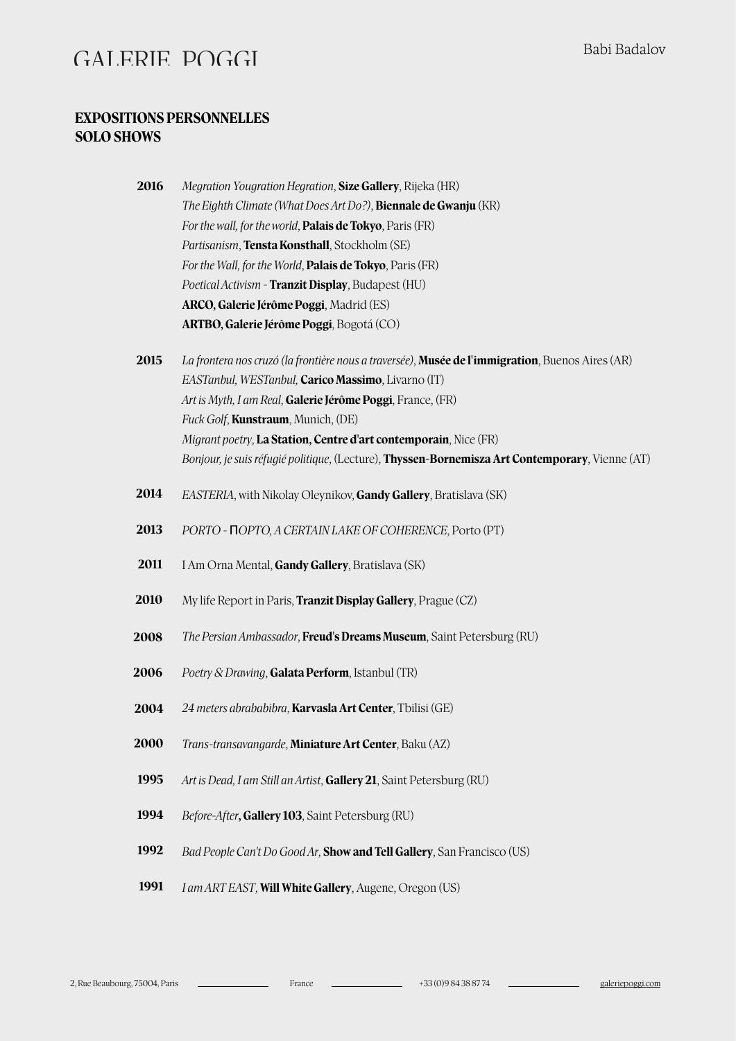# EXPOSITIONS PERSONNELLES
# SOLO SHOWS

**2016**
*Megration Yougration Hegration*, **Size Gallery**, Rijeka (HR)
*The Eighth Climate (What Does Art Do?)*, **Biennale de Gwanju** (KR)
*For the wall, for the world*, **Palais de Tokyo**, Paris (FR)
*Partisanism*, **Tensta Konsthall**, Stockholm (SE)
*For the Wall, for the World*, **Palais de Tokyo**, Paris (FR)
*Poetical Activism* - **Tranzit Display**, Budapest (HU)
**ARCO, Galerie Jérôme Poggi**, Madrid (ES)
**ARTBO, Galerie Jérôme Poggi**, Bogotá (CO)

**2015**
*La frontera nos cruzó (la frontière nous a traversée)*, **Musée de l'immigration**, Buenos Aires (AR)
*EASTanbul, WESTanbul*, **Carico Massimo**, Livarno (IT)
*Art is Myth, I am Real*, **Galerie Jérôme Poggi**, France, (FR)
*Fuck Golf*, **Kunstraum**, Munich, (DE)
*Migrant poetry*, **La Station, Centre d'art contemporain**, Nice (FR)
*Bonjour, je suis réfugié politique*, (Lecture), **Thyssen-Bornemisza Art Contemporary**, Vienne (AT)

**2014**
*EASTERIA*, with Nikolay Oleynikov, **Gandy Gallery**, Bratislava (SK)

**2013**
*PORTO - ПОРТО, A CERTAIN LAKE OF COHERENCE*, Porto (PT)

**2011**
I Am Orna Mental, **Gandy Gallery**, Bratislava (SK)

**2010**
My life Report in Paris, **Tranzit Display Gallery**, Prague (CZ)

**2008**
*The Persian Ambassador*, **Freud's Dreams Museum**, Saint Petersburg (RU)

**2006**
*Poetry & Drawing*, **Galata Perform**, Istanbul (TR)

**2004**
*24 meters abrabababibra*, **Karvasla Art Center**, Tbilisi (GE)

**2000**
*Trans-transavangarde*, **Miniature Art Center**, Baku (AZ)

**1995**
*Art is Dead, I am Still an Artist*, **Gallery 21**, Saint Petersburg (RU)

**1994**
*Before-After*, **Gallery 103**, Saint Petersburg (RU)

**1992**
*Bad People Can't Do Good Ar*, **Show and Tell Gallery**, San Francisco (US)

**1991**
*I am ART EAST*, **Will White Gallery**, Augene, Oregon (US)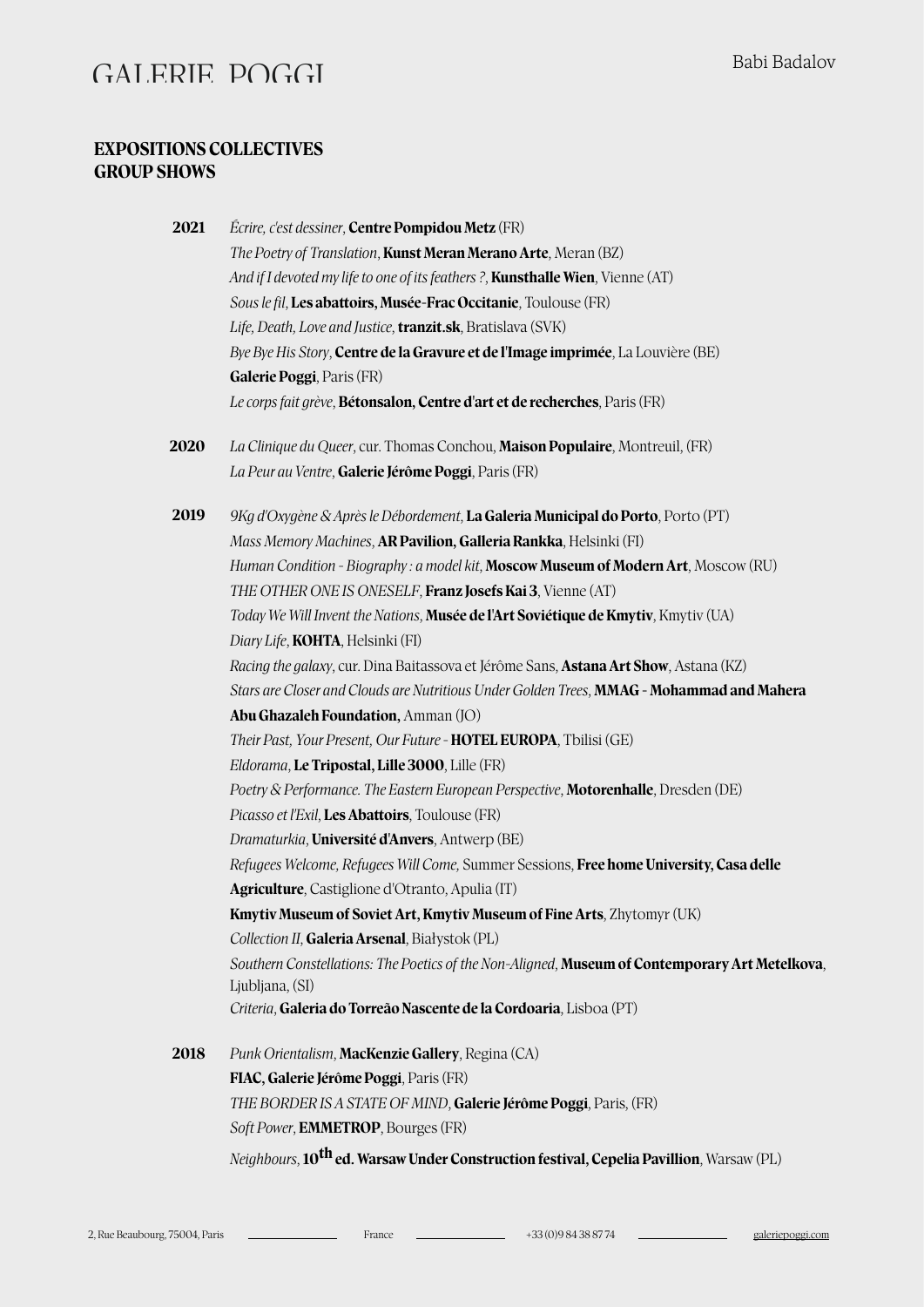## EXPOSITIONS COLLECTIVES
## GROUP SHOWS

**2021**
*Écrire, c'est dessiner*, **Centre Pompidou Metz** (FR)
*The Poetry of Translation*, **Kunst Meran Merano Arte**, Meran (BZ)
*And if I devoted my life to one of its feathers ?*, **Kunsthalle Wien**, Vienne (AT)
*Sous le fil*, **Les abattoirs, Musée-Frac Occitanie**, Toulouse (FR)
*Life, Death, Love and Justice*, **tranzit.sk**, Bratislava (SVK)
*Bye Bye His Story*, **Centre de la Gravure et de l'Image imprimée**, La Louvière (BE)
**Galerie Poggi**, Paris (FR)
*Le corps fait grève*, **Bétonsalon, Centre d'art et de recherches**, Paris (FR)

**2020**
*La Clinique du Queer*, cur. Thomas Conchou, **Maison Populaire**, Montreuil, (FR)
*La Peur au Ventre*, **Galerie Jérôme Poggi**, Paris (FR)

**2019**
*9Kg d'Oxygène & Après le Débordement*, **La Galeria Municipal do Porto**, Porto (PT)
*Mass Memory Machines*, **AR Pavilion, Galleria Rankka**, Helsinki (FI)
*Human Condition - Biography : a model kit*, **Moscow Museum of Modern Art**, Moscow (RU)
*THE OTHER ONE IS ONESELF*, **Franz Josefs Kai 3**, Vienne (AT)
*Today We Will Invent the Nations*, **Musée de l'Art Soviétique de Kmytiv**, Kmytiv (UA)
*Diary Life*, **KOHTA**, Helsinki (FI)
*Racing the galaxy*, cur. Dina Baitassova et Jérôme Sans, **Astana Art Show**, Astana (KZ)
*Stars are Closer and Clouds are Nutritious Under Golden Trees*, **MMAG - Mohammad and Mahera Abu Ghazaleh Foundation**, Amman (JO)
*Their Past, Your Present, Our Future* - **HOTEL EUROPA**, Tbilisi (GE)
*Eldorama*, **Le Tripostal, Lille 3000**, Lille (FR)
*Poetry & Performance. The Eastern European Perspective*, **Motorenhalle**, Dresden (DE)
*Picasso et l'Exil*, **Les Abattoirs**, Toulouse (FR)
*Dramaturkia*, **Université d'Anvers**, Antwerp (BE)
*Refugees Welcome, Refugees Will Come*, Summer Sessions, **Free home University, Casa delle Agriculture**, Castiglione d'Otranto, Apulia (IT)
**Kmytiv Museum of Soviet Art, Kmytiv Museum of Fine Arts**, Zhytomyr (UK)
*Collection II*, **Galeria Arsenal**, Białystok (PL)
*Southern Constellations: The Poetics of the Non-Aligned*, **Museum of Contemporary Art Metelkova**, Ljubljana, (SI)
*Criteria*, **Galeria do Torreão Nascente de la Cordoaria**, Lisboa (PT)

**2018**
*Punk Orientalism*, **MacKenzie Gallery**, Regina (CA)
**FIAC, Galerie Jérôme Poggi**, Paris (FR)
*THE BORDER IS A STATE OF MIND*, **Galerie Jérôme Poggi**, Paris, (FR)
*Soft Power*, **EMMETROP**, Bourges (FR)
*Neighbours*, **10th ed. Warsaw Under Construction festival, Cepelia Pavillion**, Warsaw (PL)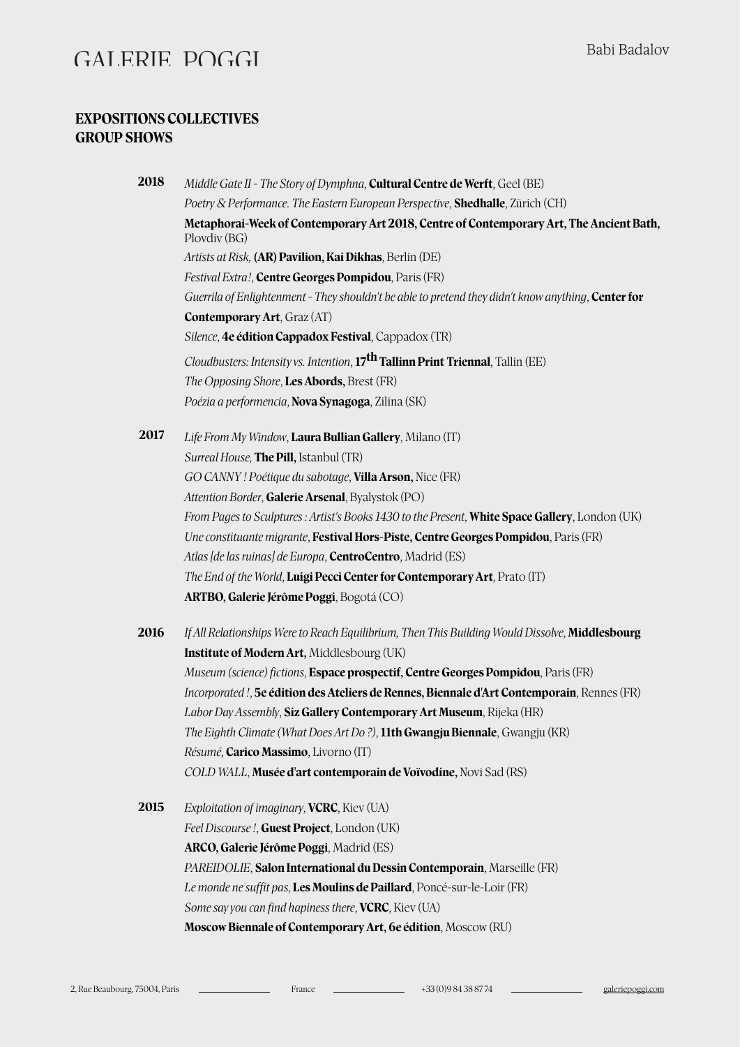## EXPOSITIONS COLLECTIVES
## GROUP SHOWS

**2018**

*Middle Gate II - The Story of Dymphna*, **Cultural Centre de Werft**, Geel (BE)
*Poetry & Performance. The Eastern European Perspective*, **Shedhalle**, Zürich (CH)
**Metaphorai-Week of Contemporary Art 2018, Centre of Contemporary Art, The Ancient Bath,** Plovdiv (BG)
*Artists at Risk,* **(AR) Pavilion, Kai Dikhas**, Berlin (DE)
*Festival Extra!*, **Centre Georges Pompidou**, Paris (FR)
*Guerrila of Enlightenment - They shouldn't be able to pretend they didn't know anything*, **Center for Contemporary Art**, Graz (AT)
*Silence*, **4e édition Cappadox Festival**, Cappadox (TR)
*Cloudbusters: Intensity vs. Intention*, **17th Tallinn Print Triennal**, Tallin (EE)
*The Opposing Shore*, **Les Abords,** Brest (FR)
*Poézia a performencia*, **Nova Synagoga**, Zilina (SK)

**2017**

*Life From My Window*, **Laura Bullian Gallery**, Milano (IT)
*Surreal House,* **The Pill,** Istanbul (TR)
*GO CANNY ! Poétique du sabotage*, **Villa Arson,** Nice (FR)
*Attention Border*, **Galerie Arsenal**, Byalystok (PO)
*From Pages to Sculptures : Artist's Books 1430 to the Present*, **White Space Gallery**, London (UK)
*Une constituante migrante*, **Festival Hors-Piste, Centre Georges Pompidou**, Paris (FR)
*Atlas [de las ruinas] de Europa*, **CentroCentro**, Madrid (ES)
*The End of the World*, **Luigi Pecci Center for Contemporary Art**, Prato (IT)
**ARTBO, Galerie Jérôme Poggi**, Bogotá (CO)

**2016**

*If All Relationships Were to Reach Equilibrium, Then This Building Would Dissolve*, **Middlesbourg Institute of Modern Art,** Middlesbourg (UK)
*Museum (science) fictions*, **Espace prospectif, Centre Georges Pompidou**, Paris (FR)
*Incorporated !*, **5e édition des Ateliers de Rennes, Biennale d'Art Contemporain**, Rennes (FR)
*Labor Day Assembly*, **Siz Gallery Contemporary Art Museum**, Rijeka (HR)
*The Eighth Climate (What Does Art Do ?)*, **11th Gwangju Biennale**, Gwangju (KR)
*Résumé*, **Carico Massimo**, Livorno (IT)
*COLD WALL*, **Musée d'art contemporain de Voïvodine,** Novi Sad (RS)

**2015**

*Exploitation of imaginary*, **VCRC**, Kiev (UA)
*Feel Discourse !*, **Guest Project**, London (UK)
**ARCO, Galerie Jérôme Poggi**, Madrid (ES)
*PAREIDOLIE*, **Salon International du Dessin Contemporain**, Marseille (FR)
*Le monde ne suffit pas*, **Les Moulins de Paillard**, Poncé-sur-le-Loir (FR)
*Some say you can find hapiness there*, **VCRC**, Kiev (UA)
**Moscow Biennale of Contemporary Art, 6e édition**, Moscow (RU)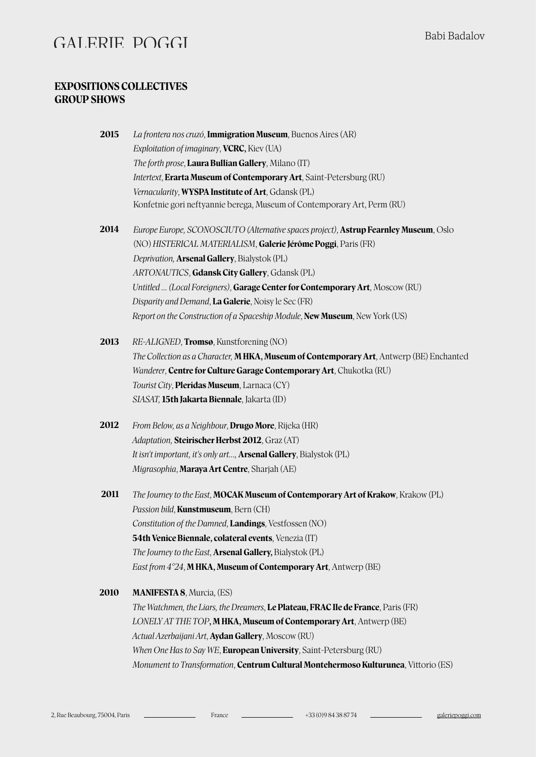## EXPOSITIONS COLLECTIVES
## GROUP SHOWS

**2015** *La frontera nos cruzó*, **Immigration Museum**, Buenos Aires (AR)
*Exploitation of imaginary*, **VCRC,** Kiev (UA)
*The forth prose*, **Laura Bullian Gallery**, Milano (IT)
*Intertext*, **Erarta Museum of Contemporary Art**, Saint-Petersburg (RU)
*Vernacularity*, **WYSPA Institute of Art**, Gdansk (PL)
Konfetnie gori neftyannie berega, Museum of Contemporary Art, Perm (RU)

**2014** *Europe Europe, SCONOSCIUTO (Alternative spaces project)*, **Astrup Fearnley Museum**, Oslo (NO) *HISTERICAL MATERIALISM*, **Galerie Jérôme Poggi**, Paris (FR)
*Deprivation,* **Arsenal Gallery**, Bialystok (PL)
*ARTONAUTICS*, **Gdansk City Gallery**, Gdansk (PL)
*Untitled ... (Local Foreigners)*, **Garage Center for Contemporary Art**, Moscow (RU)
*Disparity and Demand*, **La Galerie**, Noisy le Sec (FR)
*Report on the Construction of a Spaceship Module*, **New Museum**, New York (US)

**2013** *RE-ALIGNED*, **Tromsø**, Kunstforening (NO)
*The Collection as a Character,* **M HKA, Museum of Contemporary Art**, Antwerp (BE) *Enchanted Wanderer*, **Centre for Culture Garage Contemporary Art**, Chukotka (RU)
*Tourist City*, **Pleridas Museum**, Larnaca (CY)
*SIASAT,* **15th Jakarta Biennale**, Jakarta (ID)

**2012** *From Below, as a Neighbour*, **Drugo More**, Rijeka (HR)
*Adaptation,* **Steirischer Herbst 2012**, Graz (AT)
*It isn't important, it's only art...,* **Arsenal Gallery**, Bialystok (PL)
*Migrasophia*, **Maraya Art Centre**, Sharjah (AE)

**2011** *The Journey to the East*, **MOCAK Museum of Contemporary Art of Krakow**, Krakow (PL)
*Passion bild*, **Kunstmuseum**, Bern (CH)
*Constitution of the Damned*, **Landings**, Vestfossen (NO)
**54th Venice Biennale, colateral events**, Venezia (IT)
*The Journey to the East*, **Arsenal Gallery,** Bialystok (PL)
*East from 4°24*, **M HKA, Museum of Contemporary Art**, Antwerp (BE)

**2010** **MANIFESTA 8**, Murcia, (ES)
*The Watchmen, the Liars, the Dreamers*, **Le Plateau, FRAC Ile de France**, Paris (FR)
*LONELY AT THE TOP*, **M HKA, Museum of Contemporary Art**, Antwerp (BE)
*Actual Azerbaijani Art*, **Aydan Gallery**, Moscow (RU)
*When One Has to Say WE*, **European University**, Saint-Petersburg (RU)
*Monument to Transformation*, **Centrum Cultural Montehermoso Kulturunea**, Vittorio (ES)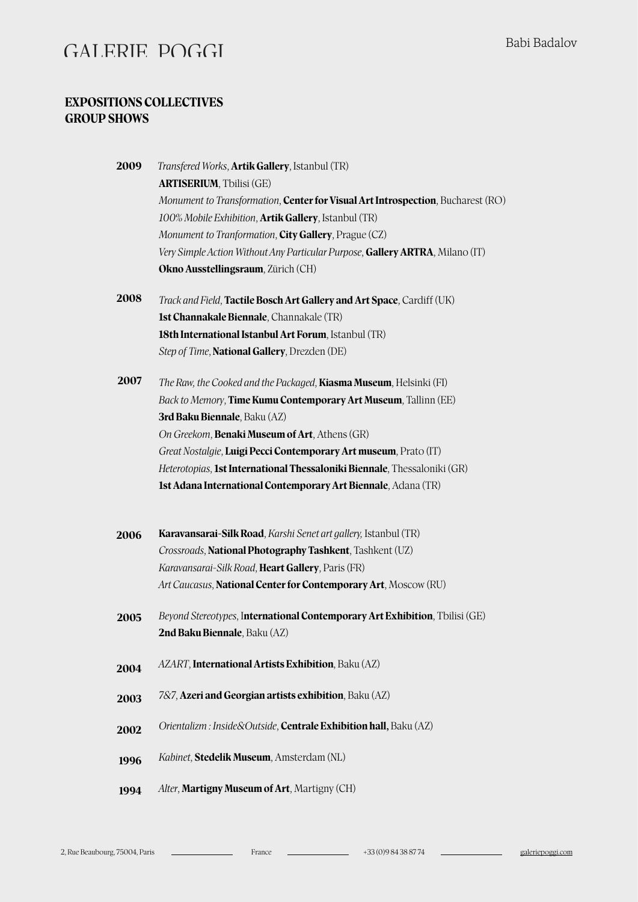## EXPOSITIONS COLLECTIVES
## GROUP SHOWS

**2009**
*Transfered Works*, **Artik Gallery**, Istanbul (TR)
**ARTISERIUM**, Tbilisi (GE)
*Monument to Transformation*, **Center for Visual Art Introspection**, Bucharest (RO)
*100% Mobile Exhibition*, **Artik Gallery**, Istanbul (TR)
*Monument to Tranformation*, **City Gallery**, Prague (CZ)
*Very Simple Action Without Any Particular Purpose*, **Gallery ARTRA**, Milano (IT)
**Okno Ausstellingsraum**, Zürich (CH)

**2008**
*Track and Field*, **Tactile Bosch Art Gallery and Art Space**, Cardiff (UK)
**1st Channakale Biennale**, Channakale (TR)
**18th International Istanbul Art Forum**, Istanbul (TR)
*Step of Time*, **National Gallery**, Drezden (DE)

**2007**
*The Raw, the Cooked and the Packaged*, **Kiasma Museum**, Helsinki (FI)
*Back to Memory*, **Time Kumu Contemporary Art Museum**, Tallinn (EE)
**3rd Baku Biennale**, Baku (AZ)
*On Greekom*, **Benaki Museum of Art**, Athens (GR)
*Great Nostalgie*, **Luigi Pecci Contemporary Art museum**, Prato (IT)
*Heterotopias*, **1st International Thessaloniki Biennale**, Thessaloniki (GR)
**1st Adana International Contemporary Art Biennale**, Adana (TR)

**2006**
**Karavansarai-Silk Road**, *Karshi Senet art gallery*, Istanbul (TR)
*Crossroads*, **National Photography Tashkent**, Tashkent (UZ)
*Karavansarai-Silk Road*, **Heart Gallery**, Paris (FR)
*Art Caucasus*, **National Center for Contemporary Art**, Moscow (RU)

**2005**
*Beyond Stereotypes*, **International Contemporary Art Exhibition**, Tbilisi (GE)
**2nd Baku Biennale**, Baku (AZ)

**2004**
*AZART*, **International Artists Exhibition**, Baku (AZ)

**2003**
*7&7*, **Azeri and Georgian artists exhibition**, Baku (AZ)

**2002**
*Orientalizm : Inside&Outside*, **Centrale Exhibition hall,** Baku (AZ)

**1996**
*Kabinet*, **Stedelik Museum**, Amsterdam (NL)

**1994**
*Alter*, **Martigny Museum of Art**, Martigny (CH)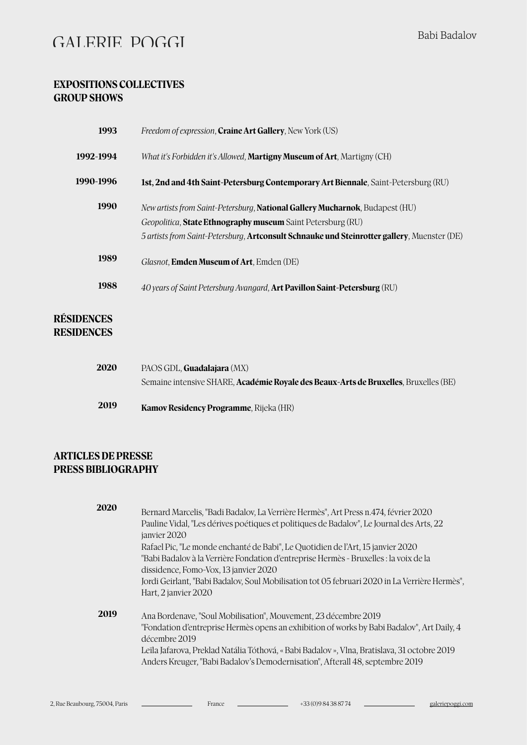## EXPOSITIONS COLLECTIVES
## GROUP SHOWS

**1993** *Freedom of expression*, **Craine Art Gallery**, New York (US)

**1992-1994** *What it's Forbidden it's Allowed*, **Martigny Museum of Art**, Martigny (CH)

**1990-1996** **1st, 2nd and 4th Saint-Petersburg Contemporary Art Biennale**, Saint-Petersburg (RU)

**1990** *New artists from Saint-Petersburg*, **National Gallery Mucharnok**, Budapest (HU)
*Geopolitica*, **State Ethnography museum** Saint Petersburg (RU)
*5 artists from Saint-Petersburg*, **Artconsult Schnauke und Steinrotter gallery**, Muenster (DE)

**1989** *Glasnot*, **Emden Museum of Art**, Emden (DE)

**1988** *40 years of Saint Petersburg Avangard*, **Art Pavillon Saint-Petersburg** (RU)

## RÉSIDENCES
## RESIDENCES

**2020** PAOS GDL, **Guadalajara** (MX)
Semaine intensive SHARE, **Académie Royale des Beaux-Arts de Bruxelles**, Bruxelles (BE)

**2019** **Kamov Residency Programme**, Rijeka (HR)

## ARTICLES DE PRESSE
## PRESS BIBLIOGRAPHY

**2020** Bernard Marcelis, "Badi Badalov, La Verrière Hermès", Art Press n.474, février 2020
Pauline Vidal, "Les dérives poétiques et politiques de Badalov", Le Journal des Arts, 22 janvier 2020
Rafael Pic, "Le monde enchanté de Babi", Le Quotidien de l'Art, 15 janvier 2020
"Babi Badalov à la Verrière Fondation d'entreprise Hermès - Bruxelles : la voix de la dissidence, Fomo-Vox, 13 janvier 2020
Jordi Geirlant, "Babi Badalov, Soul Mobilisation tot 05 februari 2020 in La Verrière Hermès", Hart, 2 janvier 2020

**2019** Ana Bordenave, "Soul Mobilisation", Mouvement, 23 décembre 2019
"Fondation d'entreprise Hermès opens an exhibition of works by Babi Badalov", Art Daily, 4 décembre 2019
Leïla Jafarova, Preklad Natália Tóthová, « Babi Badalov », Vlna, Bratislava, 31 octobre 2019
Anders Kreuger, "Babi Badalov's Demodernisation", Afterall 48, septembre 2019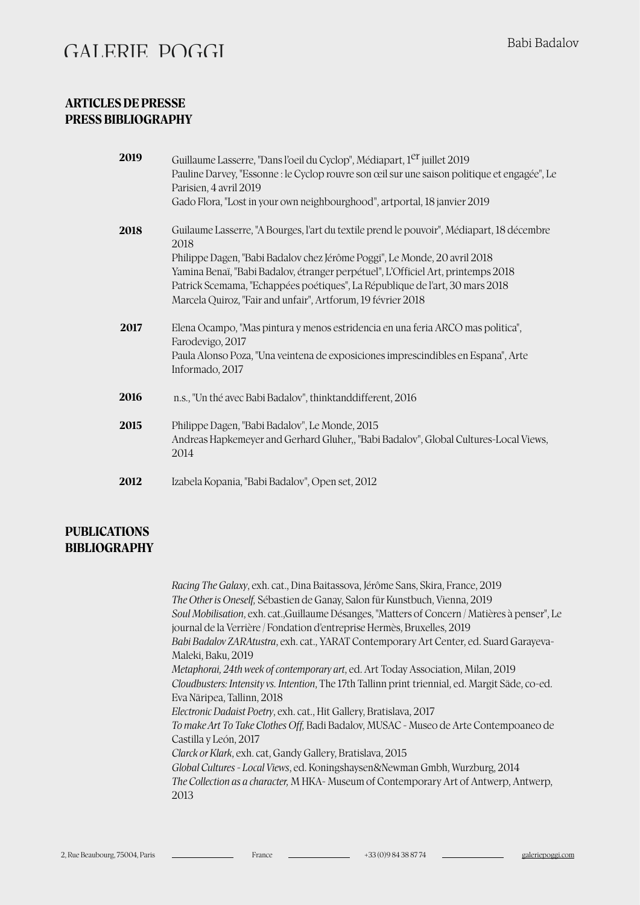## ARTICLES DE PRESSE
## PRESS BIBLIOGRAPHY

**2019**

Guillaume Lasserre, "Dans l'oeil du Cyclop", Médiapart, 1er juillet 2019
Pauline Darvey, "Essonne : le Cyclop rouvre son œil sur une saison politique et engagée", Le Parisien, 4 avril 2019
Gado Flora, "Lost in your own neighbourghood", artportal, 18 janvier 2019

**2018**

Guilaume Lasserre, "A Bourges, l'art du textile prend le pouvoir", Médiapart, 18 décembre 2018
Philippe Dagen, "Babi Badalov chez Jérôme Poggi", Le Monde, 20 avril 2018
Yamina Benaï, "Babi Badalov, étranger perpétuel", L'Officiel Art, printemps 2018
Patrick Scemama, "Echappées poétiques", La République de l'art, 30 mars 2018
Marcela Quiroz, "Fair and unfair", Artforum, 19 février 2018

**2017**

Elena Ocampo, "Mas pintura y menos estridencia en una feria ARCO mas politica", Farodevigo, 2017
Paula Alonso Poza, "Una veintena de exposiciones imprescindibles en Espana", Arte Informado, 2017

**2016**

n.s., "Un thé avec Babi Badalov", thinktanddifferent, 2016

**2015**

Philippe Dagen, "Babi Badalov", Le Monde, 2015
Andreas Hapkemeyer and Gerhard Gluher,, "Babi Badalov", Global Cultures-Local Views, 2014

**2012**

Izabela Kopania, "Babi Badalov", Open set, 2012

## PUBLICATIONS
## BIBLIOGRAPHY

*Racing The Galaxy*, exh. cat., Dina Baitassova, Jérôme Sans, Skira, France, 2019
*The Other is Oneself,* Sébastien de Ganay, Salon für Kunstbuch, Vienna, 2019
*Soul Mobilisation*, exh. cat.,Guillaume Désanges, "Matters of Concern / Matières à penser", Le journal de la Verrière / Fondation d'entreprise Hermès, Bruxelles, 2019
*Babi Badalov ZARAtustra*, exh. cat., YARAT Contemporary Art Center, ed. Suard Garayeva-Maleki, Baku, 2019
*Metaphorai, 24th week of contemporary art*, ed. Art Today Association, Milan, 2019
*Cloudbusters: Intensity vs. Intention*, The 17th Tallinn print triennial, ed. Margit Säde, co-ed. Eva Näripea, Tallinn, 2018
*Electronic Dadaist Poetry*, exh. cat., Hit Gallery, Bratislava, 2017
*To make Art To Take Clothes Off,* Badi Badalov, MUSAC - Museo de Arte Contempoaneo de Castilla y León, 2017
*Clarck or Klark*, exh. cat, Gandy Gallery, Bratislava, 2015
*Global Cultures - Local Views*, ed. Koningshaysen&Newman Gmbh, Wurzburg, 2014
*The Collection as a character,* M HKA- Museum of Contemporary Art of Antwerp, Antwerp, 2013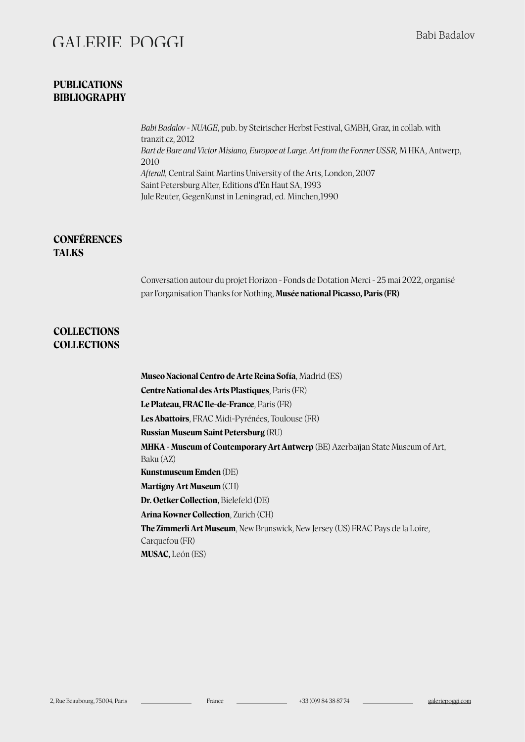## PUBLICATIONS
## BIBLIOGRAPHY

*Babi Badalov - NUAGE*, pub. by Steirischer Herbst Festival, GMBH, Graz, in collab. with tranzit.cz, 2012
*Bart de Bare and Victor Misiano, Europoe at Large. Art from the Former USSR,* M HKA, Antwerp, 2010
*Afterall,* Central Saint Martins University of the Arts, London, 2007
Saint Petersburg Alter, Editions d'En Haut SA, 1993
Jule Reuter, GegenKunst in Leningrad, ed. Minchen,1990

## CONFÉRENCES
## TALKS

Conversation autour du projet Horizon - Fonds de Dotation Merci - 25 mai 2022, organisé par l'organisation Thanks for Nothing, **Musée national Picasso, Paris (FR)**

## COLLECTIONS
## COLLECTIONS

**Museo Nacional Centro de Arte Reina Sofía**, Madrid (ES)
**Centre National des Arts Plastiques**, Paris (FR)
**Le Plateau, FRAC Ile-de-France**, Paris (FR)
**Les Abattoirs**, FRAC Midi-Pyrénées, Toulouse (FR)
**Russian Museum Saint Petersburg** (RU)
**MHKA - Museum of Contemporary Art Antwerp** (BE) Azerbaïjan State Museum of Art, Baku (AZ)
**Kunstmuseum Emden** (DE)
**Martigny Art Museum** (CH)
**Dr. Oetker Collection,** Bielefeld (DE)
**Arina Kowner Collection**, Zurich (CH)
**The Zimmerli Art Museum**, New Brunswick, New Jersey (US) FRAC Pays de la Loire, Carquefou (FR)
**MUSAC,** León (ES)